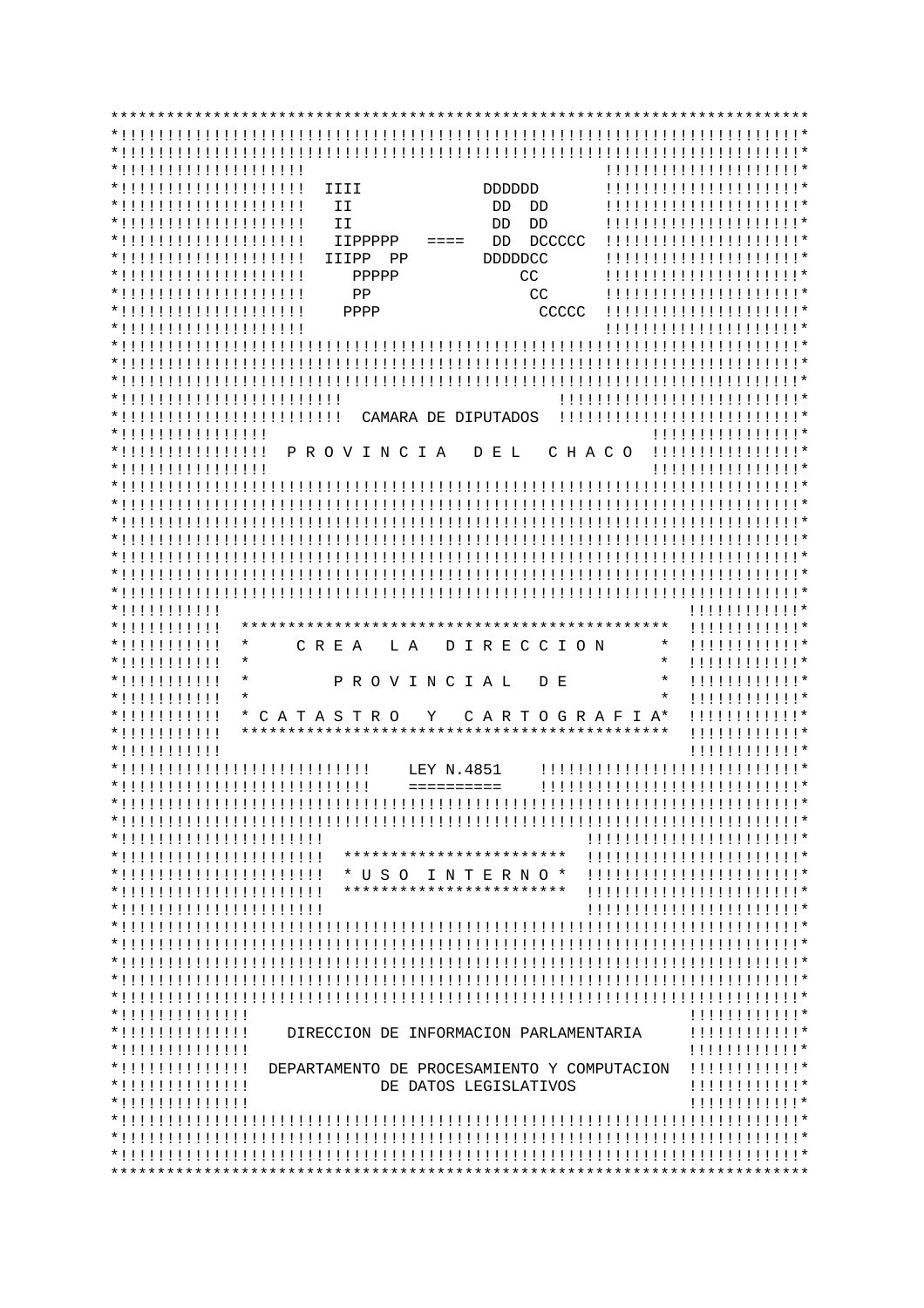IP = DC

CAMARA DE DIPUTADOS

PROVINCIA DEL CHACO

# CREA LA DIRECCION PROVINCIAL DE CATASTRO Y CARTOGRAFIA

## LEY N.4851

USO INTERNO

DIRECCION DE INFORMACION PARLAMENTARIA

DEPARTAMENTO DE PROCESAMIENTO Y COMPUTACION DE DATOS LEGISLATIVOS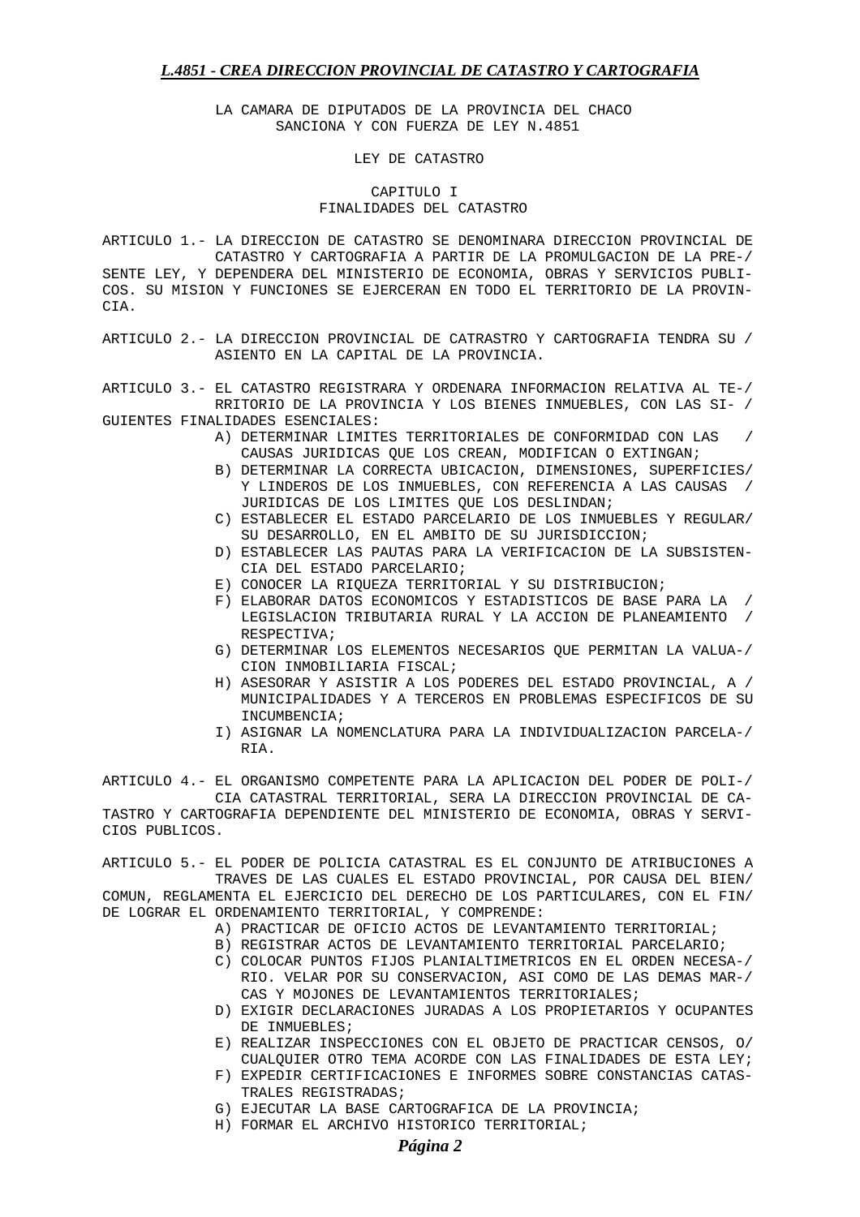## *L.4851 - CREA DIRECCION PROVINCIAL DE CATASTRO Y CARTOGRAFIA*

LA CAMARA DE DIPUTADOS DE LA PROVINCIA DEL CHACO
SANCIONA Y CON FUERZA DE LEY N.4851

LEY DE CATASTRO

### CAPITULO I
### FINALIDADES DEL CATASTRO

ARTICULO 1.- LA DIRECCION DE CATASTRO SE DENOMINARA DIRECCION PROVINCIAL DE CATASTRO Y CARTOGRAFIA A PARTIR DE LA PROMULGACION DE LA PRESENTE LEY, Y DEPENDERA DEL MINISTERIO DE ECONOMIA, OBRAS Y SERVICIOS PUBLICOS. SU MISION Y FUNCIONES SE EJERCERAN EN TODO EL TERRITORIO DE LA PROVINCIA.

ARTICULO 2.- LA DIRECCION PROVINCIAL DE CATRASTRO Y CARTOGRAFIA TENDRA SU ASIENTO EN LA CAPITAL DE LA PROVINCIA.

ARTICULO 3.- EL CATASTRO REGISTRARA Y ORDENARA INFORMACION RELATIVA AL TERRITORIO DE LA PROVINCIA Y LOS BIENES INMUEBLES, CON LAS SIGUIENTES FINALIDADES ESENCIALES:

A) DETERMINAR LIMITES TERRITORIALES DE CONFORMIDAD CON LAS CAUSAS JURIDICAS QUE LOS CREAN, MODIFICAN O EXTINGAN;
B) DETERMINAR LA CORRECTA UBICACION, DIMENSIONES, SUPERFICIES Y LINDEROS DE LOS INMUEBLES, CON REFERENCIA A LAS CAUSAS JURIDICAS DE LOS LIMITES QUE LOS DESLINDAN;
C) ESTABLECER EL ESTADO PARCELARIO DE LOS INMUEBLES Y REGULAR SU DESARROLLO, EN EL AMBITO DE SU JURISDICCION;
D) ESTABLECER LAS PAUTAS PARA LA VERIFICACION DE LA SUBSISTENCIA DEL ESTADO PARCELARIO;
E) CONOCER LA RIQUEZA TERRITORIAL Y SU DISTRIBUCION;
F) ELABORAR DATOS ECONOMICOS Y ESTADISTICOS DE BASE PARA LA LEGISLACION TRIBUTARIA RURAL Y LA ACCION DE PLANEAMIENTO RESPECTIVA;
G) DETERMINAR LOS ELEMENTOS NECESARIOS QUE PERMITAN LA VALUACION INMOBILIARIA FISCAL;
H) ASESORAR Y ASISTIR A LOS PODERES DEL ESTADO PROVINCIAL, A MUNICIPALIDADES Y A TERCEROS EN PROBLEMAS ESPECIFICOS DE SU INCUMBENCIA;
I) ASIGNAR LA NOMENCLATURA PARA LA INDIVIDUALIZACION PARCELARIA.

ARTICULO 4.- EL ORGANISMO COMPETENTE PARA LA APLICACION DEL PODER DE POLICIA CATASTRAL TERRITORIAL, SERA LA DIRECCION PROVINCIAL DE CATASTRO Y CARTOGRAFIA DEPENDIENTE DEL MINISTERIO DE ECONOMIA, OBRAS Y SERVICIOS PUBLICOS.

ARTICULO 5.- EL PODER DE POLICIA CATASTRAL ES EL CONJUNTO DE ATRIBUCIONES A TRAVES DE LAS CUALES EL ESTADO PROVINCIAL, POR CAUSA DEL BIEN COMUN, REGLAMENTA EL EJERCICIO DEL DERECHO DE LOS PARTICULARES, CON EL FIN DE LOGRAR EL ORDENAMIENTO TERRITORIAL, Y COMPRENDE:

A) PRACTICAR DE OFICIO ACTOS DE LEVANTAMIENTO TERRITORIAL;
B) REGISTRAR ACTOS DE LEVANTAMIENTO TERRITORIAL PARCELARIO;
C) COLOCAR PUNTOS FIJOS PLANIALTIMETRICOS EN EL ORDEN NECESARIO. VELAR POR SU CONSERVACION, ASI COMO DE LAS DEMAS MARCAS Y MOJONES DE LEVANTAMIENTOS TERRITORIALES;
D) EXIGIR DECLARACIONES JURADAS A LOS PROPIETARIOS Y OCUPANTES DE INMUEBLES;
E) REALIZAR INSPECCIONES CON EL OBJETO DE PRACTICAR CENSOS, O CUALQUIER OTRO TEMA ACORDE CON LAS FINALIDADES DE ESTA LEY;
F) EXPEDIR CERTIFICACIONES E INFORMES SOBRE CONSTANCIAS CATASTRALES REGISTRADAS;
G) EJECUTAR LA BASE CARTOGRAFICA DE LA PROVINCIA;
H) FORMAR EL ARCHIVO HISTORICO TERRITORIAL;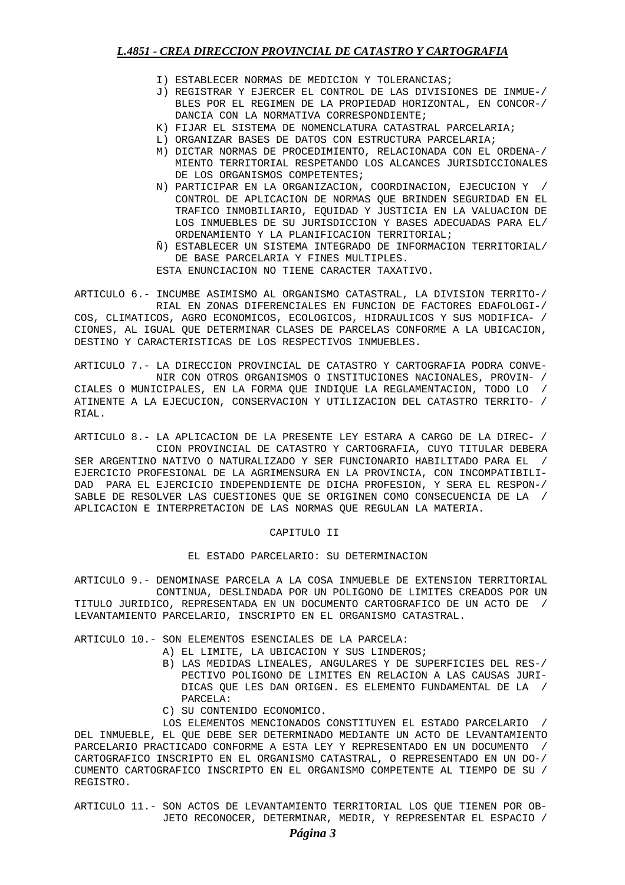I) ESTABLECER NORMAS DE MEDICION Y TOLERANCIAS;

J) REGISTRAR Y EJERCER EL CONTROL DE LAS DIVISIONES DE INMUE-/ BLES POR EL REGIMEN DE LA PROPIEDAD HORIZONTAL, EN CONCOR-/ DANCIA CON LA NORMATIVA CORRESPONDIENTE;

K) FIJAR EL SISTEMA DE NOMENCLATURA CATASTRAL PARCELARIA;

L) ORGANIZAR BASES DE DATOS CON ESTRUCTURA PARCELARIA;

M) DICTAR NORMAS DE PROCEDIMIENTO, RELACIONADA CON EL ORDENA-/ MIENTO TERRITORIAL RESPETANDO LOS ALCANCES JURISDICCIONALES DE LOS ORGANISMOS COMPETENTES;

N) PARTICIPAR EN LA ORGANIZACION, COORDINACION, EJECUCION Y / CONTROL DE APLICACION DE NORMAS QUE BRINDEN SEGURIDAD EN EL TRAFICO INMOBILIARIO, EQUIDAD Y JUSTICIA EN LA VALUACION DE LOS INMUEBLES DE SU JURISDICCION Y BASES ADECUADAS PARA EL/ ORDENAMIENTO Y LA PLANIFICACION TERRITORIAL;

Ñ) ESTABLECER UN SISTEMA INTEGRADO DE INFORMACION TERRITORIAL/ DE BASE PARCELARIA Y FINES MULTIPLES.

ESTA ENUNCIACION NO TIENE CARACTER TAXATIVO.

ARTICULO 6.- INCUMBE ASIMISMO AL ORGANISMO CATASTRAL, LA DIVISION TERRITO-/ RIAL EN ZONAS DIFERENCIALES EN FUNCION DE FACTORES EDAFOLOGI-/ COS, CLIMATICOS, AGRO ECONOMICOS, ECOLOGICOS, HIDRAULICOS Y SUS MODIFICA- / CIONES, AL IGUAL QUE DETERMINAR CLASES DE PARCELAS CONFORME A LA UBICACION, DESTINO Y CARACTERISTICAS DE LOS RESPECTIVOS INMUEBLES.

ARTICULO 7.- LA DIRECCION PROVINCIAL DE CATASTRO Y CARTOGRAFIA PODRA CONVE- NIR CON OTROS ORGANISMOS O INSTITUCIONES NACIONALES, PROVIN- / CIALES O MUNICIPALES, EN LA FORMA QUE INDIQUE LA REGLAMENTACION, TODO LO / ATINENTE A LA EJECUCION, CONSERVACION Y UTILIZACION DEL CATASTRO TERRITO- / RIAL.

ARTICULO 8.- LA APLICACION DE LA PRESENTE LEY ESTARA A CARGO DE LA DIREC- / CION PROVINCIAL DE CATASTRO Y CARTOGRAFIA, CUYO TITULAR DEBERA SER ARGENTINO NATIVO O NATURALIZADO Y SER FUNCIONARIO HABILITADO PARA EL / EJERCICIO PROFESIONAL DE LA AGRIMENSURA EN LA PROVINCIA, CON INCOMPATIBILI- DAD PARA EL EJERCICIO INDEPENDIENTE DE DICHA PROFESION, Y SERA EL RESPON-/ SABLE DE RESOLVER LAS CUESTIONES QUE SE ORIGINEN COMO CONSECUENCIA DE LA / APLICACION E INTERPRETACION DE LAS NORMAS QUE REGULAN LA MATERIA.

## CAPITULO II

### EL ESTADO PARCELARIO: SU DETERMINACION

ARTICULO 9.- DENOMINASE PARCELA A LA COSA INMUEBLE DE EXTENSION TERRITORIAL CONTINUA, DESLINDADA POR UN POLIGONO DE LIMITES CREADOS POR UN TITULO JURIDICO, REPRESENTADA EN UN DOCUMENTO CARTOGRAFICO DE UN ACTO DE / LEVANTAMIENTO PARCELARIO, INSCRIPTO EN EL ORGANISMO CATASTRAL.

ARTICULO 10.- SON ELEMENTOS ESENCIALES DE LA PARCELA:

A) EL LIMITE, LA UBICACION Y SUS LINDEROS;

B) LAS MEDIDAS LINEALES, ANGULARES Y DE SUPERFICIES DEL RES-/ PECTIVO POLIGONO DE LIMITES EN RELACION A LAS CAUSAS JURI- DICAS QUE LES DAN ORIGEN. ES ELEMENTO FUNDAMENTAL DE LA / PARCELA:

C) SU CONTENIDO ECONOMICO.

LOS ELEMENTOS MENCIONADOS CONSTITUYEN EL ESTADO PARCELARIO / DEL INMUEBLE, EL QUE DEBE SER DETERMINADO MEDIANTE UN ACTO DE LEVANTAMIENTO PARCELARIO PRACTICADO CONFORME A ESTA LEY Y REPRESENTADO EN UN DOCUMENTO / CARTOGRAFICO INSCRIPTO EN EL ORGANISMO CATASTRAL, O REPRESENTADO EN UN DO-/ CUMENTO CARTOGRAFICO INSCRIPTO EN EL ORGANISMO COMPETENTE AL TIEMPO DE SU / REGISTRO.

ARTICULO 11.- SON ACTOS DE LEVANTAMIENTO TERRITORIAL LOS QUE TIENEN POR OB- JETO RECONOCER, DETERMINAR, MEDIR, Y REPRESENTAR EL ESPACIO /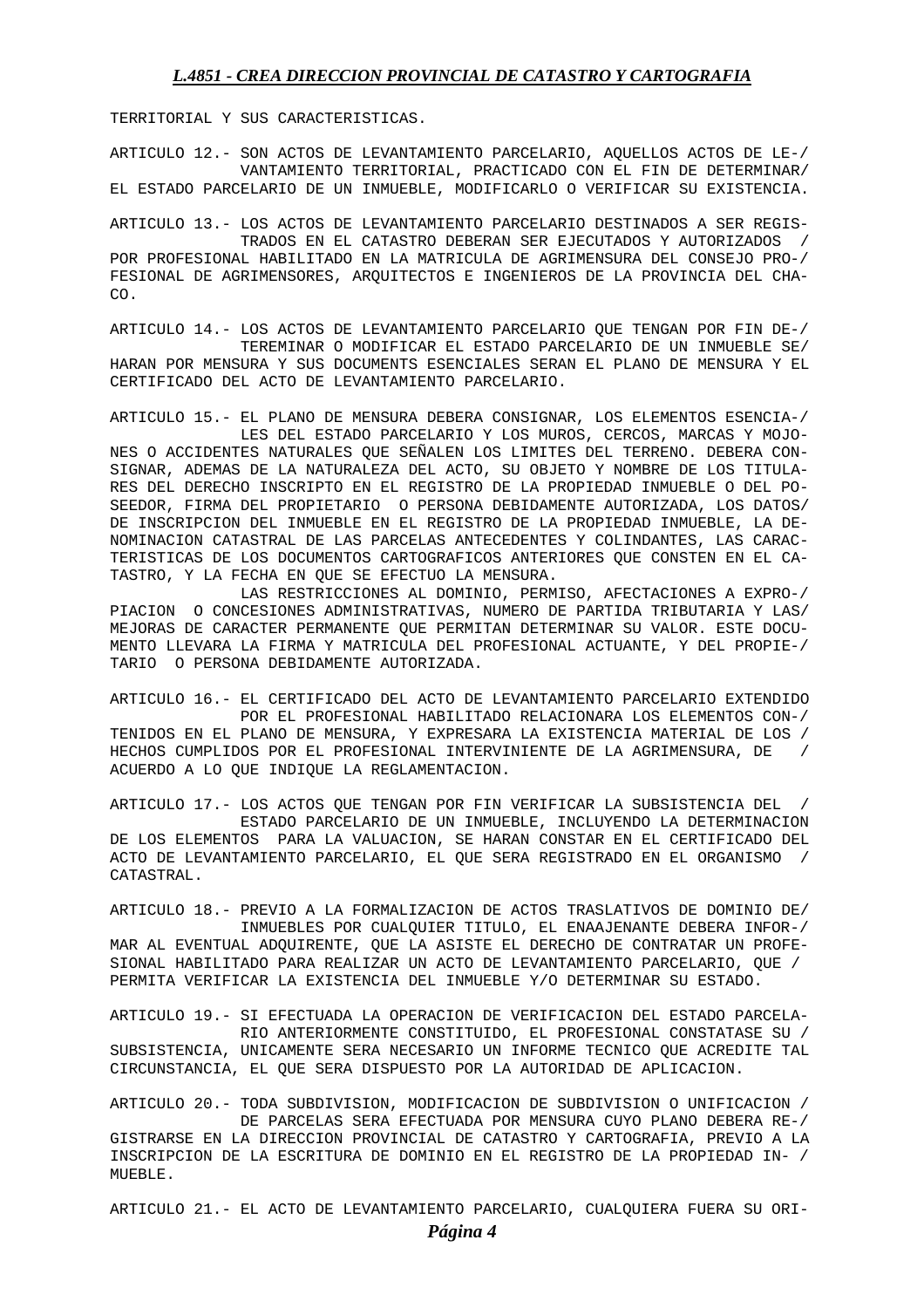TERRITORIAL Y SUS CARACTERISTICAS.

ARTICULO 12.- SON ACTOS DE LEVANTAMIENTO PARCELARIO, AQUELLOS ACTOS DE LEVANTAMIENTO TERRITORIAL, PRACTICADO CON EL FIN DE DETERMINAR EL ESTADO PARCELARIO DE UN INMUEBLE, MODIFICARLO O VERIFICAR SU EXISTENCIA.

ARTICULO 13.- LOS ACTOS DE LEVANTAMIENTO PARCELARIO DESTINADOS A SER REGISTRADOS EN EL CATASTRO DEBERAN SER EJECUTADOS Y AUTORIZADOS POR PROFESIONAL HABILITADO EN LA MATRICULA DE AGRIMENSURA DEL CONSEJO PROFESIONAL DE AGRIMENSORES, ARQUITECTOS E INGENIEROS DE LA PROVINCIA DEL CHACO.

ARTICULO 14.- LOS ACTOS DE LEVANTAMIENTO PARCELARIO QUE TENGAN POR FIN DETEREMINAR O MODIFICAR EL ESTADO PARCELARIO DE UN INMUEBLE SE HARAN POR MENSURA Y SUS DOCUMENTS ESENCIALES SERAN EL PLANO DE MENSURA Y EL CERTIFICADO DEL ACTO DE LEVANTAMIENTO PARCELARIO.

ARTICULO 15.- EL PLANO DE MENSURA DEBERA CONSIGNAR, LOS ELEMENTOS ESENCIALES DEL ESTADO PARCELARIO Y LOS MUROS, CERCOS, MARCAS Y MOJONES O ACCIDENTES NATURALES QUE SEÑALEN LOS LIMITES DEL TERRENO. DEBERA CONSIGNAR, ADEMAS DE LA NATURALEZA DEL ACTO, SU OBJETO Y NOMBRE DE LOS TITULARES DEL DERECHO INSCRIPTO EN EL REGISTRO DE LA PROPIEDAD INMUEBLE O DEL POSEEDOR, FIRMA DEL PROPIETARIO O PERSONA DEBIDAMENTE AUTORIZADA, LOS DATOS DE INSCRIPCION DEL INMUEBLE EN EL REGISTRO DE LA PROPIEDAD INMUEBLE, LA DENOMINACION CATASTRAL DE LAS PARCELAS ANTECEDENTES Y COLINDANTES, LAS CARACTERISTICAS DE LOS DOCUMENTOS CARTOGRAFICOS ANTERIORES QUE CONSTEN EN EL CATASTRO, Y LA FECHA EN QUE SE EFECTUO LA MENSURA.

LAS RESTRICCIONES AL DOMINIO, PERMISO, AFECTACIONES A EXPROPIACION O CONCESIONES ADMINISTRATIVAS, NUMERO DE PARTIDA TRIBUTARIA Y LAS MEJORAS DE CARACTER PERMANENTE QUE PERMITAN DETERMINAR SU VALOR. ESTE DOCUMENTO LLEVARA LA FIRMA Y MATRICULA DEL PROFESIONAL ACTUANTE, Y DEL PROPIETARIO O PERSONA DEBIDAMENTE AUTORIZADA.

ARTICULO 16.- EL CERTIFICADO DEL ACTO DE LEVANTAMIENTO PARCELARIO EXTENDIDO POR EL PROFESIONAL HABILITADO RELACIONARA LOS ELEMENTOS CONTENIDOS EN EL PLANO DE MENSURA, Y EXPRESARA LA EXISTENCIA MATERIAL DE LOS HECHOS CUMPLIDOS POR EL PROFESIONAL INTERVINIENTE DE LA AGRIMENSURA, DE ACUERDO A LO QUE INDIQUE LA REGLAMENTACION.

ARTICULO 17.- LOS ACTOS QUE TENGAN POR FIN VERIFICAR LA SUBSISTENCIA DEL ESTADO PARCELARIO DE UN INMUEBLE, INCLUYENDO LA DETERMINACION DE LOS ELEMENTOS PARA LA VALUACION, SE HARAN CONSTAR EN EL CERTIFICADO DEL ACTO DE LEVANTAMIENTO PARCELARIO, EL QUE SERA REGISTRADO EN EL ORGANISMO CATASTRAL.

ARTICULO 18.- PREVIO A LA FORMALIZACION DE ACTOS TRASLATIVOS DE DOMINIO DE INMUEBLES POR CUALQUIER TITULO, EL ENAAJENANTE DEBERA INFORMAR AL EVENTUAL ADQUIRENTE, QUE LA ASISTE EL DERECHO DE CONTRATAR UN PROFESIONAL HABILITADO PARA REALIZAR UN ACTO DE LEVANTAMIENTO PARCELARIO, QUE PERMITA VERIFICAR LA EXISTENCIA DEL INMUEBLE Y/O DETERMINAR SU ESTADO.

ARTICULO 19.- SI EFECTUADA LA OPERACION DE VERIFICACION DEL ESTADO PARCELARIO ANTERIORMENTE CONSTITUIDO, EL PROFESIONAL CONSTATASE SU SUBSISTENCIA, UNICAMENTE SERA NECESARIO UN INFORME TECNICO QUE ACREDITE TAL CIRCUNSTANCIA, EL QUE SERA DISPUESTO POR LA AUTORIDAD DE APLICACION.

ARTICULO 20.- TODA SUBDIVISION, MODIFICACION DE SUBDIVISION O UNIFICACION DE PARCELAS SERA EFECTUADA POR MENSURA CUYO PLANO DEBERA REGISTRARSE EN LA DIRECCION PROVINCIAL DE CATASTRO Y CARTOGRAFIA, PREVIO A LA INSCRIPCION DE LA ESCRITURA DE DOMINIO EN EL REGISTRO DE LA PROPIEDAD INMUEBLE.

ARTICULO 21.- EL ACTO DE LEVANTAMIENTO PARCELARIO, CUALQUIERA FUERA SU ORI-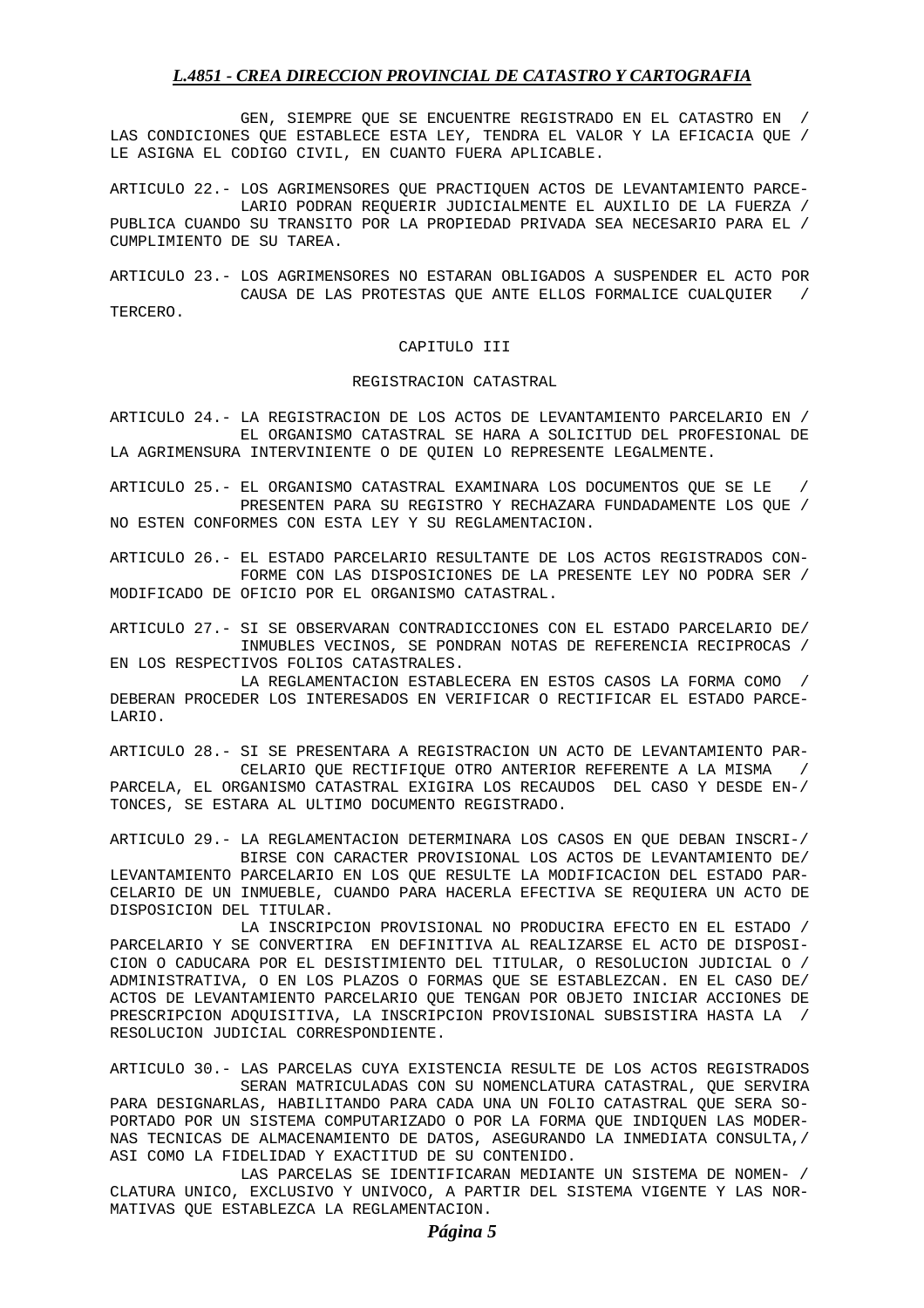GEN, SIEMPRE QUE SE ENCUENTRE REGISTRADO EN EL CATASTRO EN LAS CONDICIONES QUE ESTABLECE ESTA LEY, TENDRA EL VALOR Y LA EFICACIA QUE LE ASIGNA EL CODIGO CIVIL, EN CUANTO FUERA APLICABLE.

ARTICULO 22.- LOS AGRIMENSORES QUE PRACTIQUEN ACTOS DE LEVANTAMIENTO PARCELARIO PODRAN REQUERIR JUDICIALMENTE EL AUXILIO DE LA FUERZA PUBLICA CUANDO SU TRANSITO POR LA PROPIEDAD PRIVADA SEA NECESARIO PARA EL CUMPLIMIENTO DE SU TAREA.

ARTICULO 23.- LOS AGRIMENSORES NO ESTARAN OBLIGADOS A SUSPENDER EL ACTO POR CAUSA DE LAS PROTESTAS QUE ANTE ELLOS FORMALICE CUALQUIER TERCERO.

## CAPITULO III

## REGISTRACION CATASTRAL

ARTICULO 24.- LA REGISTRACION DE LOS ACTOS DE LEVANTAMIENTO PARCELARIO EN EL ORGANISMO CATASTRAL SE HARA A SOLICITUD DEL PROFESIONAL DE LA AGRIMENSURA INTERVINIENTE O DE QUIEN LO REPRESENTE LEGALMENTE.

ARTICULO 25.- EL ORGANISMO CATASTRAL EXAMINARA LOS DOCUMENTOS QUE SE LE PRESENTEN PARA SU REGISTRO Y RECHAZARA FUNDADAMENTE LOS QUE NO ESTEN CONFORMES CON ESTA LEY Y SU REGLAMENTACION.

ARTICULO 26.- EL ESTADO PARCELARIO RESULTANTE DE LOS ACTOS REGISTRADOS CONFORME CON LAS DISPOSICIONES DE LA PRESENTE LEY NO PODRA SER MODIFICADO DE OFICIO POR EL ORGANISMO CATASTRAL.

ARTICULO 27.- SI SE OBSERVARAN CONTRADICCIONES CON EL ESTADO PARCELARIO DE INMUBLES VECINOS, SE PONDRAN NOTAS DE REFERENCIA RECIPROCAS EN LOS RESPECTIVOS FOLIOS CATASTRALES.

LA REGLAMENTACION ESTABLECERA EN ESTOS CASOS LA FORMA COMO DEBERAN PROCEDER LOS INTERESADOS EN VERIFICAR O RECTIFICAR EL ESTADO PARCELARIO.

ARTICULO 28.- SI SE PRESENTARA A REGISTRACION UN ACTO DE LEVANTAMIENTO PARCELARIO QUE RECTIFIQUE OTRO ANTERIOR REFERENTE A LA MISMA PARCELA, EL ORGANISMO CATASTRAL EXIGIRA LOS RECAUDOS DEL CASO Y DESDE ENTONCES, SE ESTARA AL ULTIMO DOCUMENTO REGISTRADO.

ARTICULO 29.- LA REGLAMENTACION DETERMINARA LOS CASOS EN QUE DEBAN INSCRIBIRSE CON CARACTER PROVISIONAL LOS ACTOS DE LEVANTAMIENTO DE LEVANTAMIENTO PARCELARIO EN LOS QUE RESULTE LA MODIFICACION DEL ESTADO PARCELARIO DE UN INMUEBLE, CUANDO PARA HACERLA EFECTIVA SE REQUIERA UN ACTO DE DISPOSICION DEL TITULAR.

LA INSCRIPCION PROVISIONAL NO PRODUCIRA EFECTO EN EL ESTADO PARCELARIO Y SE CONVERTIRA EN DEFINITIVA AL REALIZARSE EL ACTO DE DISPOSICION O CADUCARA POR EL DESISTIMIENTO DEL TITULAR, O RESOLUCION JUDICIAL O ADMINISTRATIVA, O EN LOS PLAZOS O FORMAS QUE SE ESTABLEZCAN. EN EL CASO DE ACTOS DE LEVANTAMIENTO PARCELARIO QUE TENGAN POR OBJETO INICIAR ACCIONES DE PRESCRIPCION ADQUISITIVA, LA INSCRIPCION PROVISIONAL SUBSISTIRA HASTA LA RESOLUCION JUDICIAL CORRESPONDIENTE.

ARTICULO 30.- LAS PARCELAS CUYA EXISTENCIA RESULTE DE LOS ACTOS REGISTRADOS SERAN MATRICULADAS CON SU NOMENCLATURA CATASTRAL, QUE SERVIRA PARA DESIGNARLAS, HABILITANDO PARA CADA UNA UN FOLIO CATASTRAL QUE SERA SOPORTADO POR UN SISTEMA COMPUTARIZADO O POR LA FORMA QUE INDIQUEN LAS MODERNAS TECNICAS DE ALMACENAMIENTO DE DATOS, ASEGURANDO LA INMEDIATA CONSULTA, ASI COMO LA FIDELIDAD Y EXACTITUD DE SU CONTENIDO.

LAS PARCELAS SE IDENTIFICARAN MEDIANTE UN SISTEMA DE NOMENCLATURA UNICO, EXCLUSIVO Y UNIVOCO, A PARTIR DEL SISTEMA VIGENTE Y LAS NORMATIVAS QUE ESTABLEZCA LA REGLAMENTACION.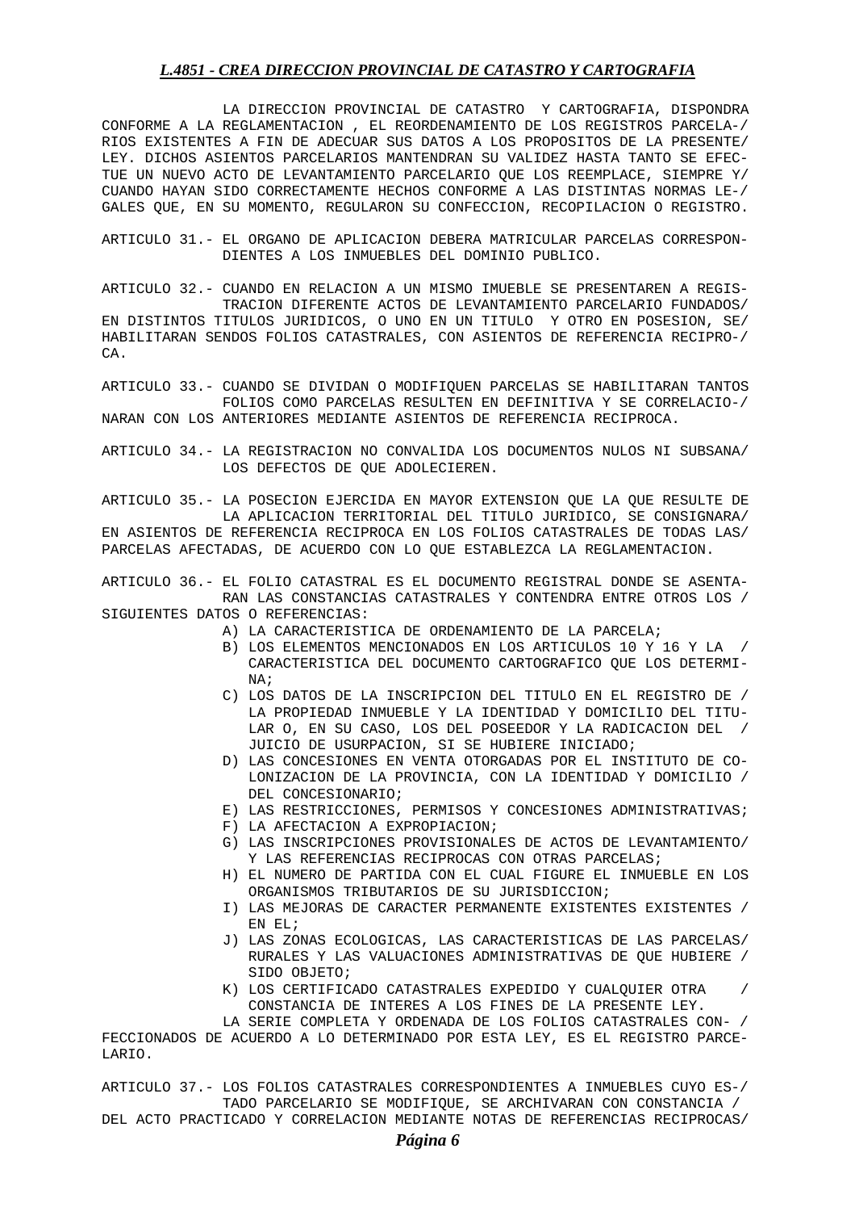LA DIRECCION PROVINCIAL DE CATASTRO Y CARTOGRAFIA, DISPONDRA CONFORME A LA REGLAMENTACION , EL REORDENAMIENTO DE LOS REGISTROS PARCELA-/ RIOS EXISTENTES A FIN DE ADECUAR SUS DATOS A LOS PROPOSITOS DE LA PRESENTE/ LEY. DICHOS ASIENTOS PARCELARIOS MANTENDRAN SU VALIDEZ HASTA TANTO SE EFEC-TUE UN NUEVO ACTO DE LEVANTAMIENTO PARCELARIO QUE LOS REEMPLACE, SIEMPRE Y/ CUANDO HAYAN SIDO CORRECTAMENTE HECHOS CONFORME A LAS DISTINTAS NORMAS LE-/ GALES QUE, EN SU MOMENTO, REGULARON SU CONFECCION, RECOPILACION O REGISTRO.

ARTICULO 31.- EL ORGANO DE APLICACION DEBERA MATRICULAR PARCELAS CORRESPON-DIENTES A LOS INMUEBLES DEL DOMINIO PUBLICO.

ARTICULO 32.- CUANDO EN RELACION A UN MISMO IMUEBLE SE PRESENTAREN A REGIS-TRACION DIFERENTE ACTOS DE LEVANTAMIENTO PARCELARIO FUNDADOS/ EN DISTINTOS TITULOS JURIDICOS, O UNO EN UN TITULO Y OTRO EN POSESION, SE/ HABILITARAN SENDOS FOLIOS CATASTRALES, CON ASIENTOS DE REFERENCIA RECIPRO-/ CA.

ARTICULO 33.- CUANDO SE DIVIDAN O MODIFIQUEN PARCELAS SE HABILITARAN TANTOS FOLIOS COMO PARCELAS RESULTEN EN DEFINITIVA Y SE CORRELACIO-/ NARAN CON LOS ANTERIORES MEDIANTE ASIENTOS DE REFERENCIA RECIPROCA.

ARTICULO 34.- LA REGISTRACION NO CONVALIDA LOS DOCUMENTOS NULOS NI SUBSANA/ LOS DEFECTOS DE QUE ADOLECIEREN.

ARTICULO 35.- LA POSECION EJERCIDA EN MAYOR EXTENSION QUE LA QUE RESULTE DE LA APLICACION TERRITORIAL DEL TITULO JURIDICO, SE CONSIGNARA/ EN ASIENTOS DE REFERENCIA RECIPROCA EN LOS FOLIOS CATASTRALES DE TODAS LAS/ PARCELAS AFECTADAS, DE ACUERDO CON LO QUE ESTABLEZCA LA REGLAMENTACION.

ARTICULO 36.- EL FOLIO CATASTRAL ES EL DOCUMENTO REGISTRAL DONDE SE ASENTA-RAN LAS CONSTANCIAS CATASTRALES Y CONTENDRA ENTRE OTROS LOS / SIGUIENTES DATOS O REFERENCIAS:

A) LA CARACTERISTICA DE ORDENAMIENTO DE LA PARCELA;
B) LOS ELEMENTOS MENCIONADOS EN LOS ARTICULOS 10 Y 16 Y LA / CARACTERISTICA DEL DOCUMENTO CARTOGRAFICO QUE LOS DETERMI-NA;
C) LOS DATOS DE LA INSCRIPCION DEL TITULO EN EL REGISTRO DE / LA PROPIEDAD INMUEBLE Y LA IDENTIDAD Y DOMICILIO DEL TITU-LAR O, EN SU CASO, LOS DEL POSEEDOR Y LA RADICACION DEL / JUICIO DE USURPACION, SI SE HUBIERE INICIADO;
D) LAS CONCESIONES EN VENTA OTORGADAS POR EL INSTITUTO DE CO-LONIZACION DE LA PROVINCIA, CON LA IDENTIDAD Y DOMICILIO / DEL CONCESIONARIO;
E) LAS RESTRICCIONES, PERMISOS Y CONCESIONES ADMINISTRATIVAS;
F) LA AFECTACION A EXPROPIACION;
G) LAS INSCRIPCIONES PROVISIONALES DE ACTOS DE LEVANTAMIENTO/ Y LAS REFERENCIAS RECIPROCAS CON OTRAS PARCELAS;
H) EL NUMERO DE PARTIDA CON EL CUAL FIGURE EL INMUEBLE EN LOS ORGANISMOS TRIBUTARIOS DE SU JURISDICCION;
I) LAS MEJORAS DE CARACTER PERMANENTE EXISTENTES EXISTENTES / EN EL;
J) LAS ZONAS ECOLOGICAS, LAS CARACTERISTICAS DE LAS PARCELAS/ RURALES Y LAS VALUACIONES ADMINISTRATIVAS DE QUE HUBIERE / SIDO OBJETO;
K) LOS CERTIFICADO CATASTRALES EXPEDIDO Y CUALQUIER OTRA / CONSTANCIA DE INTERES A LOS FINES DE LA PRESENTE LEY.

LA SERIE COMPLETA Y ORDENADA DE LOS FOLIOS CATASTRALES CON- / FECCIONADOS DE ACUERDO A LO DETERMINADO POR ESTA LEY, ES EL REGISTRO PARCE-LARIO.

ARTICULO 37.- LOS FOLIOS CATASTRALES CORRESPONDIENTES A INMUEBLES CUYO ES-/ TADO PARCELARIO SE MODIFIQUE, SE ARCHIVARAN CON CONSTANCIA / DEL ACTO PRACTICADO Y CORRELACION MEDIANTE NOTAS DE REFERENCIAS RECIPROCAS/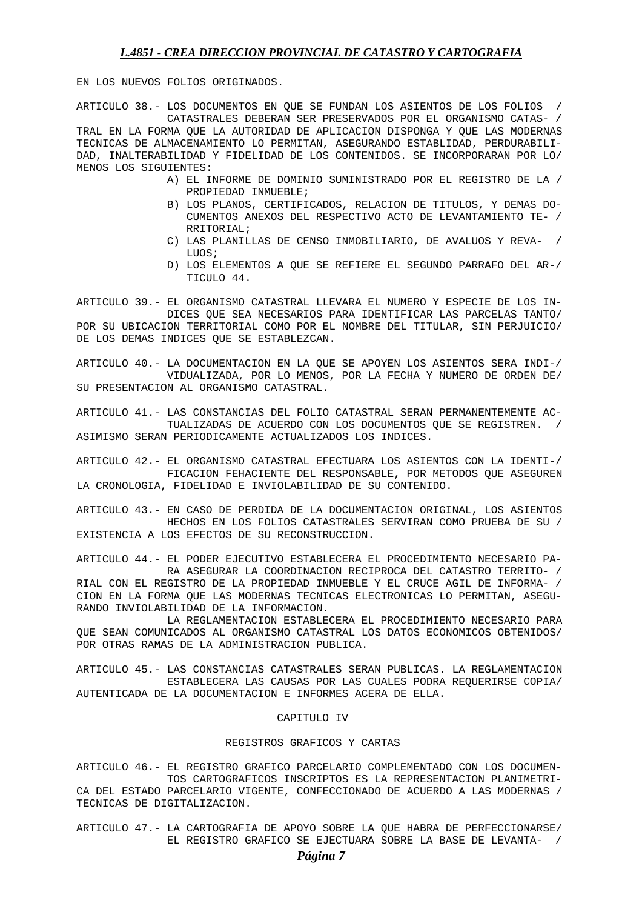EN LOS NUEVOS FOLIOS ORIGINADOS.

ARTICULO 38.- LOS DOCUMENTOS EN QUE SE FUNDAN LOS ASIENTOS DE LOS FOLIOS CATASTRALES DEBERAN SER PRESERVADOS POR EL ORGANISMO CATASTRAL EN LA FORMA QUE LA AUTORIDAD DE APLICACION DISPONGA Y QUE LAS MODERNAS TECNICAS DE ALMACENAMIENTO LO PERMITAN, ASEGURANDO ESTABLIDAD, PERDURABILIDAD, INALTERABILIDAD Y FIDELIDAD DE LOS CONTENIDOS. SE INCORPORARAN POR LO MENOS LOS SIGUIENTES:

A) EL INFORME DE DOMINIO SUMINISTRADO POR EL REGISTRO DE LA PROPIEDAD INMUEBLE;
B) LOS PLANOS, CERTIFICADOS, RELACION DE TITULOS, Y DEMAS DOCUMENTOS ANEXOS DEL RESPECTIVO ACTO DE LEVANTAMIENTO TERRITORIAL;
C) LAS PLANILLAS DE CENSO INMOBILIARIO, DE AVALUOS Y REVALUOS;
D) LOS ELEMENTOS A QUE SE REFIERE EL SEGUNDO PARRAFO DEL ARTICULO 44.

ARTICULO 39.- EL ORGANISMO CATASTRAL LLEVARA EL NUMERO Y ESPECIE DE LOS INDICES QUE SEA NECESARIOS PARA IDENTIFICAR LAS PARCELAS TANTO POR SU UBICACION TERRITORIAL COMO POR EL NOMBRE DEL TITULAR, SIN PERJUICIO DE LOS DEMAS INDICES QUE SE ESTABLEZCAN.

ARTICULO 40.- LA DOCUMENTACION EN LA QUE SE APOYEN LOS ASIENTOS SERA INDIVIDUALIZADA, POR LO MENOS, POR LA FECHA Y NUMERO DE ORDEN DE SU PRESENTACION AL ORGANISMO CATASTRAL.

ARTICULO 41.- LAS CONSTANCIAS DEL FOLIO CATASTRAL SERAN PERMANENTEMENTE ACTUALIZADAS DE ACUERDO CON LOS DOCUMENTOS QUE SE REGISTREN. ASIMISMO SERAN PERIODICAMENTE ACTUALIZADOS LOS INDICES.

ARTICULO 42.- EL ORGANISMO CATASTRAL EFECTUARA LOS ASIENTOS CON LA IDENTIFICACION FEHACIENTE DEL RESPONSABLE, POR METODOS QUE ASEGUREN LA CRONOLOGIA, FIDELIDAD E INVIOLABILIDAD DE SU CONTENIDO.

ARTICULO 43.- EN CASO DE PERDIDA DE LA DOCUMENTACION ORIGINAL, LOS ASIENTOS HECHOS EN LOS FOLIOS CATASTRALES SERVIRAN COMO PRUEBA DE SU EXISTENCIA A LOS EFECTOS DE SU RECONSTRUCCION.

ARTICULO 44.- EL PODER EJECUTIVO ESTABLECERA EL PROCEDIMIENTO NECESARIO PARA ASEGURAR LA COORDINACION RECIPROCA DEL CATASTRO TERRITORIAL CON EL REGISTRO DE LA PROPIEDAD INMUEBLE Y EL CRUCE AGIL DE INFORMACION EN LA FORMA QUE LAS MODERNAS TECNICAS ELECTRONICAS LO PERMITAN, ASEGURANDO INVIOLABILIDAD DE LA INFORMACION.

LA REGLAMENTACION ESTABLECERA EL PROCEDIMIENTO NECESARIO PARA QUE SEAN COMUNICADOS AL ORGANISMO CATASTRAL LOS DATOS ECONOMICOS OBTENIDOS POR OTRAS RAMAS DE LA ADMINISTRACION PUBLICA.

ARTICULO 45.- LAS CONSTANCIAS CATASTRALES SERAN PUBLICAS. LA REGLAMENTACION ESTABLECERA LAS CAUSAS POR LAS CUALES PODRA REQUERIRSE COPIA AUTENTICADA DE LA DOCUMENTACION E INFORMES ACERA DE ELLA.

## CAPITULO IV

## REGISTROS GRAFICOS Y CARTAS

ARTICULO 46.- EL REGISTRO GRAFICO PARCELARIO COMPLEMENTADO CON LOS DOCUMENTOS CARTOGRAFICOS INSCRIPTOS ES LA REPRESENTACION PLANIMETRICA DEL ESTADO PARCELARIO VIGENTE, CONFECCIONADO DE ACUERDO A LAS MODERNAS TECNICAS DE DIGITALIZACION.

ARTICULO 47.- LA CARTOGRAFIA DE APOYO SOBRE LA QUE HABRA DE PERFECCIONARSE EL REGISTRO GRAFICO SE EJECTUARA SOBRE LA BASE DE LEVANTA-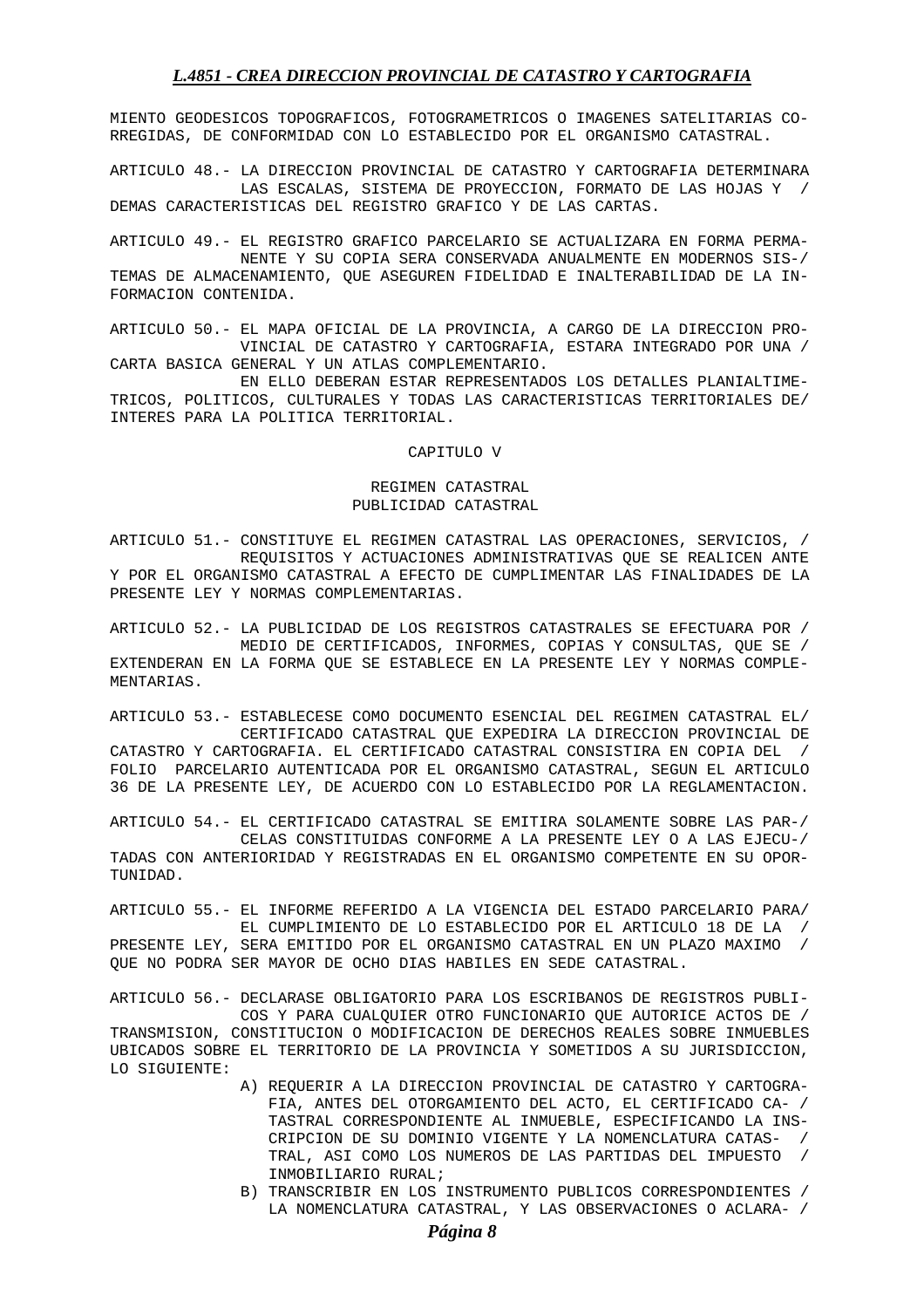MIENTO GEODESICOS TOPOGRAFICOS, FOTOGRAMETRICOS O IMAGENES SATELITARIAS CO-RREGIDAS, DE CONFORMIDAD CON LO ESTABLECIDO POR EL ORGANISMO CATASTRAL.

ARTICULO 48.- LA DIRECCION PROVINCIAL DE CATASTRO Y CARTOGRAFIA DETERMINARA LAS ESCALAS, SISTEMA DE PROYECCION, FORMATO DE LAS HOJAS Y / DEMAS CARACTERISTICAS DEL REGISTRO GRAFICO Y DE LAS CARTAS.

ARTICULO 49.- EL REGISTRO GRAFICO PARCELARIO SE ACTUALIZARA EN FORMA PERMA-NENTE Y SU COPIA SERA CONSERVADA ANUALMENTE EN MODERNOS SIS-/ TEMAS DE ALMACENAMIENTO, QUE ASEGUREN FIDELIDAD E INALTERABILIDAD DE LA IN-FORMACION CONTENIDA.

ARTICULO 50.- EL MAPA OFICIAL DE LA PROVINCIA, A CARGO DE LA DIRECCION PRO-VINCIAL DE CATASTRO Y CARTOGRAFIA, ESTARA INTEGRADO POR UNA / CARTA BASICA GENERAL Y UN ATLAS COMPLEMENTARIO.

EN ELLO DEBERAN ESTAR REPRESENTADOS LOS DETALLES PLANIALTIME-TRICOS, POLITICOS, CULTURALES Y TODAS LAS CARACTERISTICAS TERRITORIALES DE/ INTERES PARA LA POLITICA TERRITORIAL.

## CAPITULO V

### REGIMEN CATASTRAL
### PUBLICIDAD CATASTRAL

ARTICULO 51.- CONSTITUYE EL REGIMEN CATASTRAL LAS OPERACIONES, SERVICIOS, / REQUISITOS Y ACTUACIONES ADMINISTRATIVAS QUE SE REALICEN ANTE Y POR EL ORGANISMO CATASTRAL A EFECTO DE CUMPLIMENTAR LAS FINALIDADES DE LA PRESENTE LEY Y NORMAS COMPLEMENTARIAS.

ARTICULO 52.- LA PUBLICIDAD DE LOS REGISTROS CATASTRALES SE EFECTUARA POR / MEDIO DE CERTIFICADOS, INFORMES, COPIAS Y CONSULTAS, QUE SE / EXTENDERAN EN LA FORMA QUE SE ESTABLECE EN LA PRESENTE LEY Y NORMAS COMPLE-MENTARIAS.

ARTICULO 53.- ESTABLECESE COMO DOCUMENTO ESENCIAL DEL REGIMEN CATASTRAL EL/ CERTIFICADO CATASTRAL QUE EXPEDIRA LA DIRECCION PROVINCIAL DE CATASTRO Y CARTOGRAFIA. EL CERTIFICADO CATASTRAL CONSISTIRA EN COPIA DEL / FOLIO PARCELARIO AUTENTICADA POR EL ORGANISMO CATASTRAL, SEGUN EL ARTICULO 36 DE LA PRESENTE LEY, DE ACUERDO CON LO ESTABLECIDO POR LA REGLAMENTACION.

ARTICULO 54.- EL CERTIFICADO CATASTRAL SE EMITIRA SOLAMENTE SOBRE LAS PAR-/ CELAS CONSTITUIDAS CONFORME A LA PRESENTE LEY O A LAS EJECU-/ TADAS CON ANTERIORIDAD Y REGISTRADAS EN EL ORGANISMO COMPETENTE EN SU OPOR-TUNIDAD.

ARTICULO 55.- EL INFORME REFERIDO A LA VIGENCIA DEL ESTADO PARCELARIO PARA/ EL CUMPLIMIENTO DE LO ESTABLECIDO POR EL ARTICULO 18 DE LA / PRESENTE LEY, SERA EMITIDO POR EL ORGANISMO CATASTRAL EN UN PLAZO MAXIMO / QUE NO PODRA SER MAYOR DE OCHO DIAS HABILES EN SEDE CATASTRAL.

ARTICULO 56.- DECLARASE OBLIGATORIO PARA LOS ESCRIBANOS DE REGISTROS PUBLI-COS Y PARA CUALQUIER OTRO FUNCIONARIO QUE AUTORICE ACTOS DE / TRANSMISION, CONSTITUCION O MODIFICACION DE DERECHOS REALES SOBRE INMUEBLES UBICADOS SOBRE EL TERRITORIO DE LA PROVINCIA Y SOMETIDOS A SU JURISDICCION, LO SIGUIENTE:

A) REQUERIR A LA DIRECCION PROVINCIAL DE CATASTRO Y CARTOGRA-FIA, ANTES DEL OTORGAMIENTO DEL ACTO, EL CERTIFICADO CA- / TASTRAL CORRESPONDIENTE AL INMUEBLE, ESPECIFICANDO LA INS-CRIPCION DE SU DOMINIO VIGENTE Y LA NOMENCLATURA CATAS- / TRAL, ASI COMO LOS NUMEROS DE LAS PARTIDAS DEL IMPUESTO / INMOBILIARIO RURAL;

B) TRANSCRIBIR EN LOS INSTRUMENTO PUBLICOS CORRESPONDIENTES / LA NOMENCLATURA CATASTRAL, Y LAS OBSERVACIONES O ACLARA- /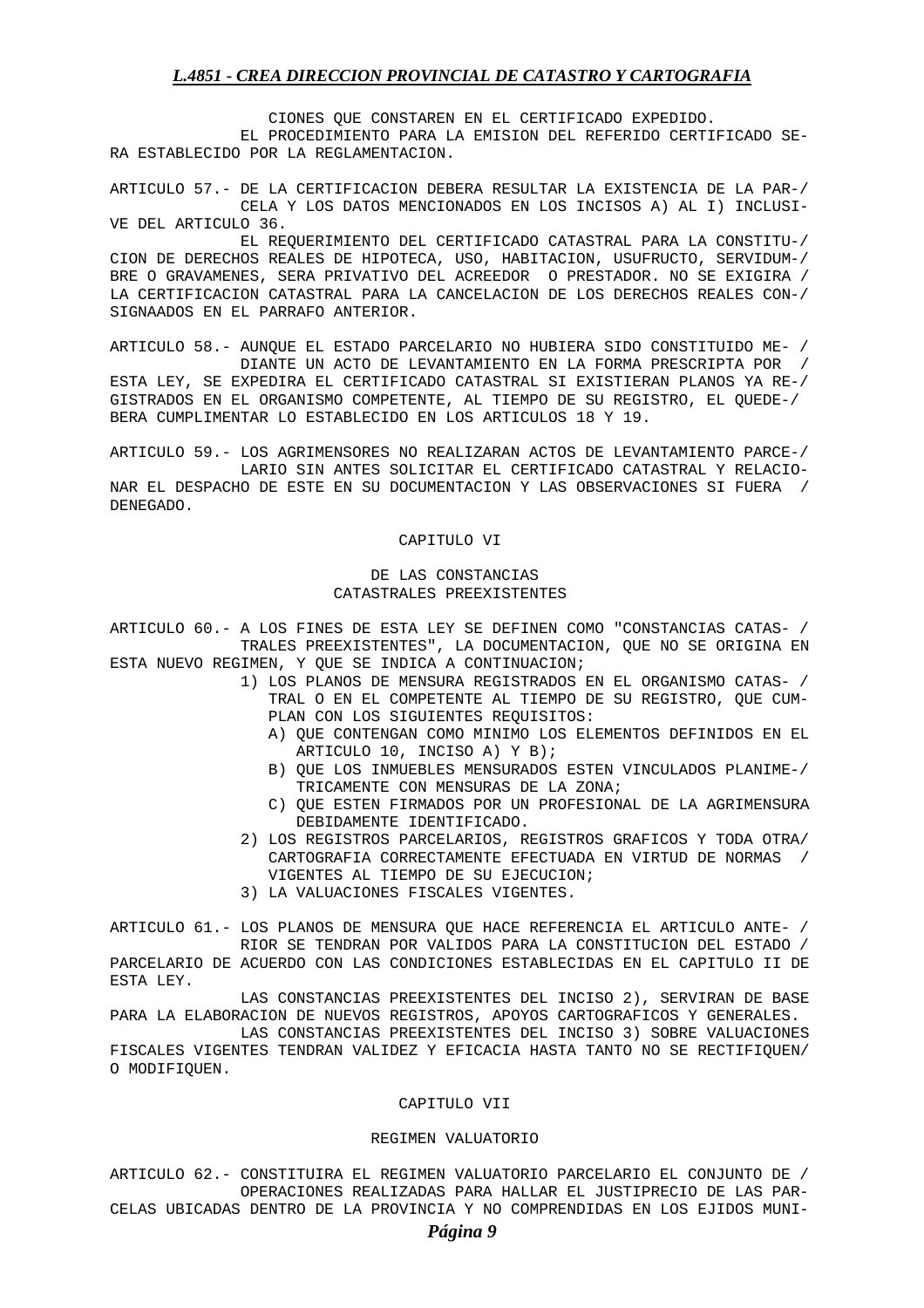CIONES QUE CONSTAREN EN EL CERTIFICADO EXPEDIDO.

EL PROCEDIMIENTO PARA LA EMISION DEL REFERIDO CERTIFICADO SERA ESTABLECIDO POR LA REGLAMENTACION.

ARTICULO 57.- DE LA CERTIFICACION DEBERA RESULTAR LA EXISTENCIA DE LA PARCELA Y LOS DATOS MENCIONADOS EN LOS INCISOS A) AL I) INCLUSIVE DEL ARTICULO 36.

EL REQUERIMIENTO DEL CERTIFICADO CATASTRAL PARA LA CONSTITUCION DE DERECHOS REALES DE HIPOTECA, USO, HABITACION, USUFRUCTO, SERVIDUMBRE O GRAVAMENES, SERA PRIVATIVO DEL ACREEDOR O PRESTADOR. NO SE EXIGIRA LA CERTIFICACION CATASTRAL PARA LA CANCELACION DE LOS DERECHOS REALES CONSIGNAADOS EN EL PARRAFO ANTERIOR.

ARTICULO 58.- AUNQUE EL ESTADO PARCELARIO NO HUBIERA SIDO CONSTITUIDO MEDIANTE UN ACTO DE LEVANTAMIENTO EN LA FORMA PRESCRIPTA POR ESTA LEY, SE EXPEDIRA EL CERTIFICADO CATASTRAL SI EXISTIERAN PLANOS YA REGISTRADOS EN EL ORGANISMO COMPETENTE, AL TIEMPO DE SU REGISTRO, EL QUEDEBERA CUMPLIMENTAR LO ESTABLECIDO EN LOS ARTICULOS 18 Y 19.

ARTICULO 59.- LOS AGRIMENSORES NO REALIZARAN ACTOS DE LEVANTAMIENTO PARCELARIO SIN ANTES SOLICITAR EL CERTIFICADO CATASTRAL Y RELACIONAR EL DESPACHO DE ESTE EN SU DOCUMENTACION Y LAS OBSERVACIONES SI FUERA DENEGADO.

## CAPITULO VI

### DE LAS CONSTANCIAS CATASTRALES PREEXISTENTES

ARTICULO 60.- A LOS FINES DE ESTA LEY SE DEFINEN COMO "CONSTANCIAS CATASTRALES PREEXISTENTES", LA DOCUMENTACION, QUE NO SE ORIGINA EN ESTA NUEVO REGIMEN, Y QUE SE INDICA A CONTINUACION;

1) LOS PLANOS DE MENSURA REGISTRADOS EN EL ORGANISMO CATASTRAL O EN EL COMPETENTE AL TIEMPO DE SU REGISTRO, QUE CUMPLAN CON LOS SIGUIENTES REQUISITOS:
   - A) QUE CONTENGAN COMO MINIMO LOS ELEMENTOS DEFINIDOS EN EL ARTICULO 10, INCISO A) Y B);
   - B) QUE LOS INMUEBLES MENSURADOS ESTEN VINCULADOS PLANIMETRICAMENTE CON MENSURAS DE LA ZONA;
   - C) QUE ESTEN FIRMADOS POR UN PROFESIONAL DE LA AGRIMENSURA DEBIDAMENTE IDENTIFICADO.
2) LOS REGISTROS PARCELARIOS, REGISTROS GRAFICOS Y TODA OTRA CARTOGRAFIA CORRECTAMENTE EFECTUADA EN VIRTUD DE NORMAS VIGENTES AL TIEMPO DE SU EJECUCION;
3) LA VALUACIONES FISCALES VIGENTES.

ARTICULO 61.- LOS PLANOS DE MENSURA QUE HACE REFERENCIA EL ARTICULO ANTERIOR SE TENDRAN POR VALIDOS PARA LA CONSTITUCION DEL ESTADO PARCELARIO DE ACUERDO CON LAS CONDICIONES ESTABLECIDAS EN EL CAPITULO II DE ESTA LEY.

LAS CONSTANCIAS PREEXISTENTES DEL INCISO 2), SERVIRAN DE BASE PARA LA ELABORACION DE NUEVOS REGISTROS, APOYOS CARTOGRAFICOS Y GENERALES.

LAS CONSTANCIAS PREEXISTENTES DEL INCISO 3) SOBRE VALUACIONES FISCALES VIGENTES TENDRAN VALIDEZ Y EFICACIA HASTA TANTO NO SE RECTIFIQUEN O MODIFIQUEN.

## CAPITULO VII

### REGIMEN VALUATORIO

ARTICULO 62.- CONSTITUIRA EL REGIMEN VALUATORIO PARCELARIO EL CONJUNTO DE OPERACIONES REALIZADAS PARA HALLAR EL JUSTIPRECIO DE LAS PARCELAS UBICADAS DENTRO DE LA PROVINCIA Y NO COMPRENDIDAS EN LOS EJIDOS MUNI-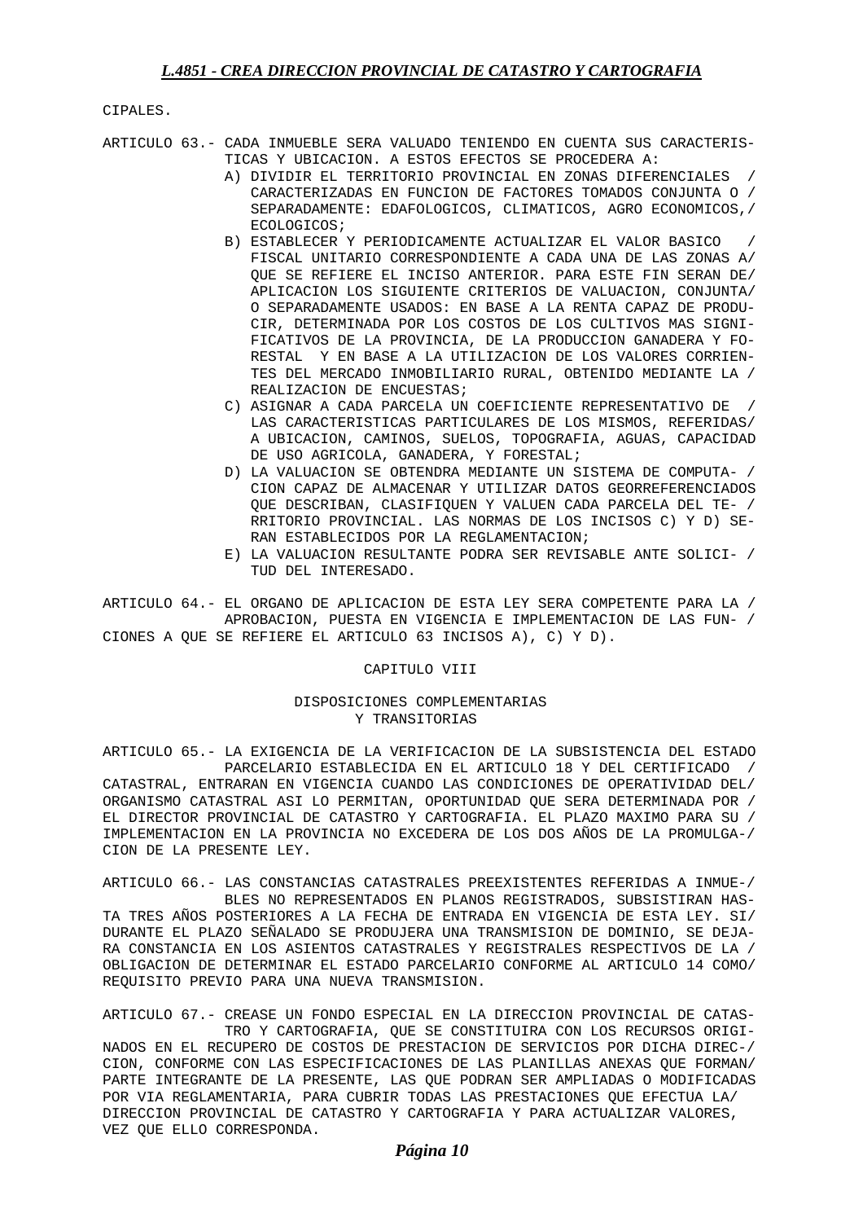CIPALES.

ARTICULO 63.- CADA INMUEBLE SERA VALUADO TENIENDO EN CUENTA SUS CARACTERISTICAS Y UBICACION. A ESTOS EFECTOS SE PROCEDERA A:

A) DIVIDIR EL TERRITORIO PROVINCIAL EN ZONAS DIFERENCIALES CARACTERIZADAS EN FUNCION DE FACTORES TOMADOS CONJUNTA O SEPARADAMENTE: EDAFOLOGICOS, CLIMATICOS, AGRO ECONOMICOS, ECOLOGICOS;

B) ESTABLECER Y PERIODICAMENTE ACTUALIZAR EL VALOR BASICO FISCAL UNITARIO CORRESPONDIENTE A CADA UNA DE LAS ZONAS A QUE SE REFIERE EL INCISO ANTERIOR. PARA ESTE FIN SERAN DE APLICACION LOS SIGUIENTE CRITERIOS DE VALUACION, CONJUNTA O SEPARADAMENTE USADOS: EN BASE A LA RENTA CAPAZ DE PRODUCIR, DETERMINADA POR LOS COSTOS DE LOS CULTIVOS MAS SIGNIFICATIVOS DE LA PROVINCIA, DE LA PRODUCCION GANADERA Y FORESTAL Y EN BASE A LA UTILIZACION DE LOS VALORES CORRIENTES DEL MERCADO INMOBILIARIO RURAL, OBTENIDO MEDIANTE LA REALIZACION DE ENCUESTAS;

C) ASIGNAR A CADA PARCELA UN COEFICIENTE REPRESENTATIVO DE LAS CARACTERISTICAS PARTICULARES DE LOS MISMOS, REFERIDAS A UBICACION, CAMINOS, SUELOS, TOPOGRAFIA, AGUAS, CAPACIDAD DE USO AGRICOLA, GANADERA, Y FORESTAL;

D) LA VALUACION SE OBTENDRA MEDIANTE UN SISTEMA DE COMPUTACION CAPAZ DE ALMACENAR Y UTILIZAR DATOS GEORREFERENCIADOS QUE DESCRIBAN, CLASIFIQUEN Y VALUEN CADA PARCELA DEL TERRITORIO PROVINCIAL. LAS NORMAS DE LOS INCISOS C) Y D) SERAN ESTABLECIDOS POR LA REGLAMENTACION;

E) LA VALUACION RESULTANTE PODRA SER REVISABLE ANTE SOLICITUD DEL INTERESADO.

ARTICULO 64.- EL ORGANO DE APLICACION DE ESTA LEY SERA COMPETENTE PARA LA APROBACION, PUESTA EN VIGENCIA E IMPLEMENTACION DE LAS FUNCIONES A QUE SE REFIERE EL ARTICULO 63 INCISOS A), C) Y D).

## CAPITULO VIII

## DISPOSICIONES COMPLEMENTARIAS Y TRANSITORIAS

ARTICULO 65.- LA EXIGENCIA DE LA VERIFICACION DE LA SUBSISTENCIA DEL ESTADO PARCELARIO ESTABLECIDA EN EL ARTICULO 18 Y DEL CERTIFICADO CATASTRAL, ENTRARAN EN VIGENCIA CUANDO LAS CONDICIONES DE OPERATIVIDAD DEL ORGANISMO CATASTRAL ASI LO PERMITAN, OPORTUNIDAD QUE SERA DETERMINADA POR EL DIRECTOR PROVINCIAL DE CATASTRO Y CARTOGRAFIA. EL PLAZO MAXIMO PARA SU IMPLEMENTACION EN LA PROVINCIA NO EXCEDERA DE LOS DOS AÑOS DE LA PROMULGACION DE LA PRESENTE LEY.

ARTICULO 66.- LAS CONSTANCIAS CATASTRALES PREEXISTENTES REFERIDAS A INMUEBLES NO REPRESENTADOS EN PLANOS REGISTRADOS, SUBSISTIRAN HASTA TRES AÑOS POSTERIORES A LA FECHA DE ENTRADA EN VIGENCIA DE ESTA LEY. SI DURANTE EL PLAZO SEÑALADO SE PRODUJERA UNA TRANSMISION DE DOMINIO, SE DEJARA CONSTANCIA EN LOS ASIENTOS CATASTRALES Y REGISTRALES RESPECTIVOS DE LA OBLIGACION DE DETERMINAR EL ESTADO PARCELARIO CONFORME AL ARTICULO 14 COMO REQUISITO PREVIO PARA UNA NUEVA TRANSMISION.

ARTICULO 67.- CREASE UN FONDO ESPECIAL EN LA DIRECCION PROVINCIAL DE CATASTRO Y CARTOGRAFIA, QUE SE CONSTITUIRA CON LOS RECURSOS ORIGINADOS EN EL RECUPERO DE COSTOS DE PRESTACION DE SERVICIOS POR DICHA DIRECCION, CONFORME CON LAS ESPECIFICACIONES DE LAS PLANILLAS ANEXAS QUE FORMAN PARTE INTEGRANTE DE LA PRESENTE, LAS QUE PODRAN SER AMPLIADAS O MODIFICADAS POR VIA REGLAMENTARIA, PARA CUBRIR TODAS LAS PRESTACIONES QUE EFECTUA LA DIRECCION PROVINCIAL DE CATASTRO Y CARTOGRAFIA Y PARA ACTUALIZAR VALORES, VEZ QUE ELLO CORRESPONDA.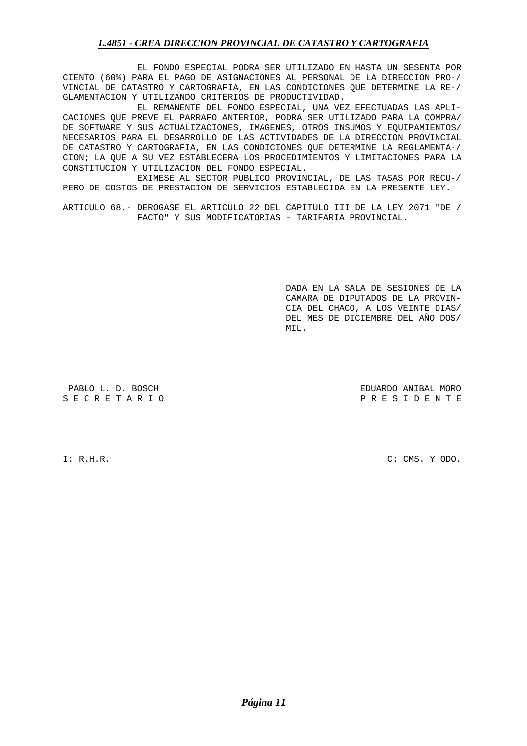EL FONDO ESPECIAL PODRA SER UTILIZADO EN HASTA UN SESENTA POR CIENTO (60%) PARA EL PAGO DE ASIGNACIONES AL PERSONAL DE LA DIRECCION PRO-/ VINCIAL DE CATASTRO Y CARTOGRAFIA, EN LAS CONDICIONES QUE DETERMINE LA RE-/ GLAMENTACION Y UTILIZANDO CRITERIOS DE PRODUCTIVIDAD.

EL REMANENTE DEL FONDO ESPECIAL, UNA VEZ EFECTUADAS LAS APLI-CACIONES QUE PREVE EL PARRAFO ANTERIOR, PODRA SER UTILIZADO PARA LA COMPRA/ DE SOFTWARE Y SUS ACTUALIZACIONES, IMAGENES, OTROS INSUMOS Y EQUIPAMIENTOS/ NECESARIOS PARA EL DESARROLLO DE LAS ACTIVIDADES DE LA DIRECCION PROVINCIAL DE CATASTRO Y CARTOGRAFIA, EN LAS CONDICIONES QUE DETERMINE LA REGLAMENTA-/ CION; LA QUE A SU VEZ ESTABLECERA LOS PROCEDIMIENTOS Y LIMITACIONES PARA LA CONSTITUCION Y UTILIZACION DEL FONDO ESPECIAL.

EXIMESE AL SECTOR PUBLICO PROVINCIAL, DE LAS TASAS POR RECU-/ PERO DE COSTOS DE PRESTACION DE SERVICIOS ESTABLECIDA EN LA PRESENTE LEY.

ARTICULO 68.- DEROGASE EL ARTICULO 22 DEL CAPITULO III DE LA LEY 2071 "DE / FACTO" Y SUS MODIFICATORIAS - TARIFARIA PROVINCIAL.

DADA EN LA SALA DE SESIONES DE LA CAMARA DE DIPUTADOS DE LA PROVIN-CIA DEL CHACO, A LOS VEINTE DIAS/ DEL MES DE DICIEMBRE DEL AÑO DOS/ MIL.

PABLO L. D. BOSCH
S E C R E T A R I O

EDUARDO ANIBAL MORO
P R E S I D E N T E

I: R.H.R.

C: CMS. Y ODO.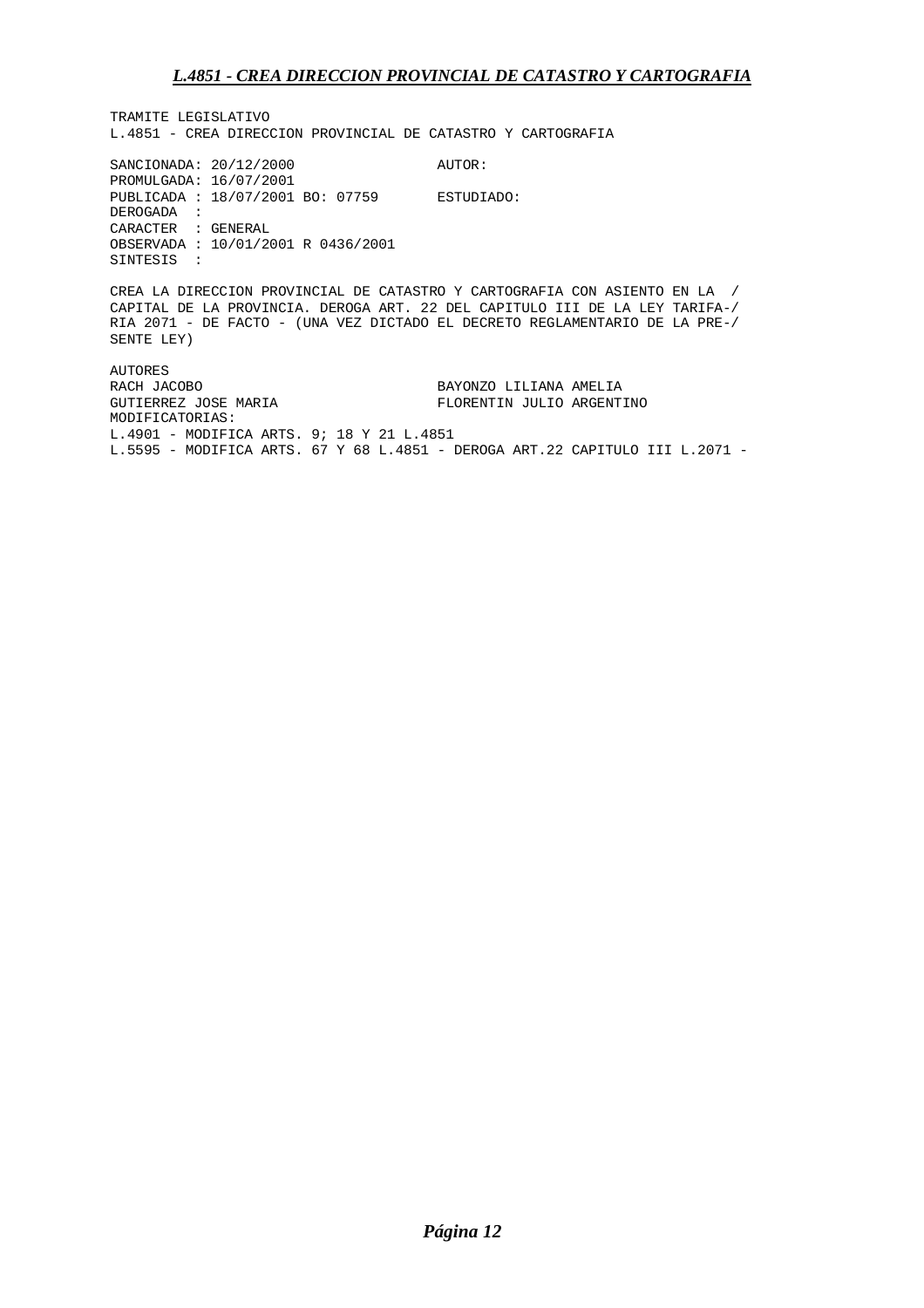TRAMITE LEGISLATIVO
L.4851 - CREA DIRECCION PROVINCIAL DE CATASTRO Y CARTOGRAFIA

SANCIONADA: 20/12/2000 AUTOR:
PROMULGADA: 16/07/2001
PUBLICADA : 18/07/2001 BO: 07759 ESTUDIADO:
DEROGADA :
CARACTER : GENERAL
OBSERVADA : 10/01/2001 R 0436/2001
SINTESIS :

CREA LA DIRECCION PROVINCIAL DE CATASTRO Y CARTOGRAFIA CON ASIENTO EN LA /
CAPITAL DE LA PROVINCIA. DEROGA ART. 22 DEL CAPITULO III DE LA LEY TARIFA-/
RIA 2071 - DE FACTO - (UNA VEZ DICTADO EL DECRETO REGLAMENTARIO DE LA PRE-/
SENTE LEY)

AUTORES
RACH JACOBO BAYONZO LILIANA AMELIA
GUTIERREZ JOSE MARIA FLORENTIN JULIO ARGENTINO
MODIFICATORIAS:
L.4901 - MODIFICA ARTS. 9; 18 Y 21 L.4851
L.5595 - MODIFICA ARTS. 67 Y 68 L.4851 - DEROGA ART.22 CAPITULO III L.2071 -